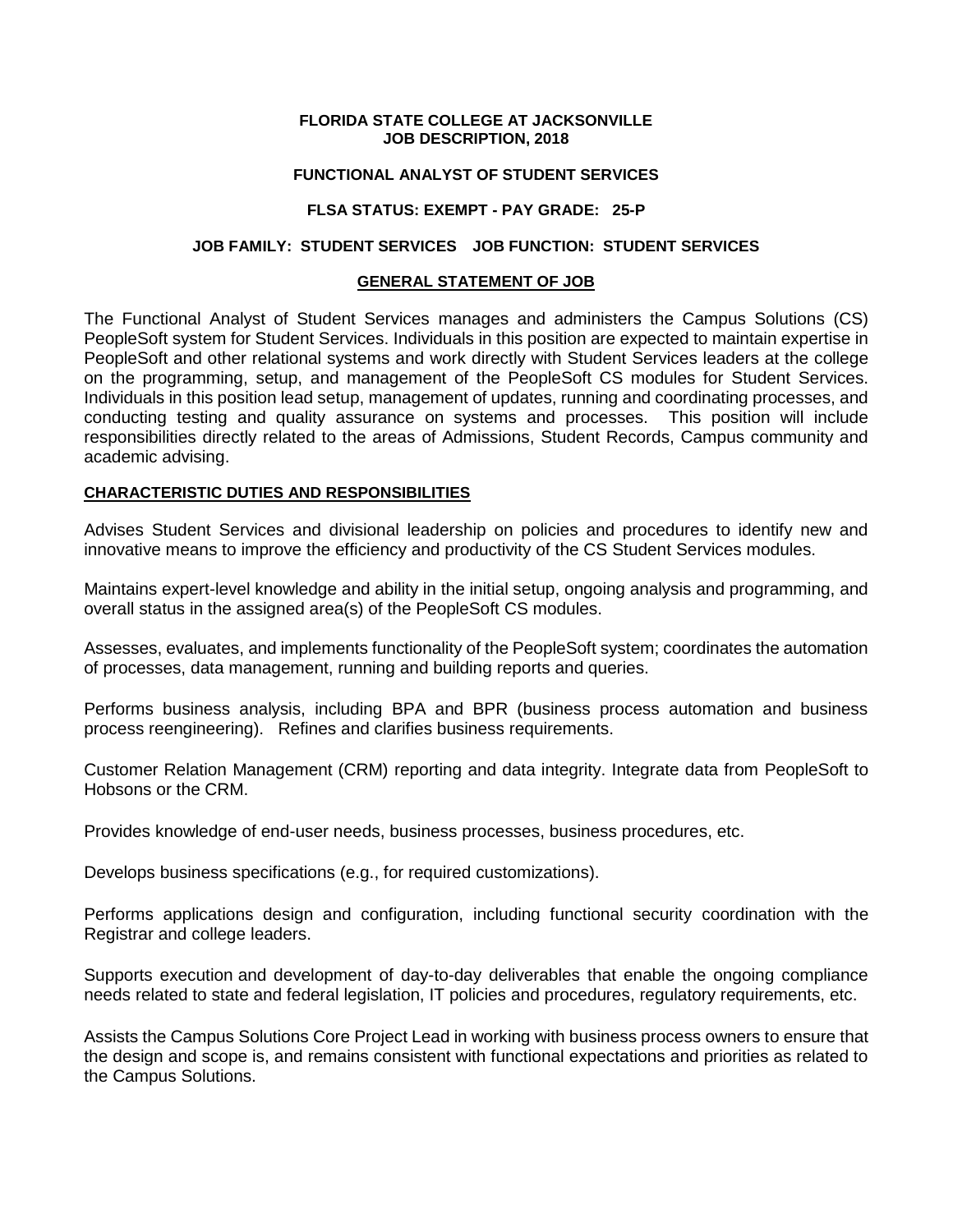**FLORIDA STATE COLLEGE AT JACKSONVILLE**
**JOB DESCRIPTION, 2018**

# FUNCTIONAL ANALYST OF STUDENT SERVICES

**FLSA STATUS: EXEMPT - PAY GRADE: 25-P**

**JOB FAMILY: STUDENT SERVICES JOB FUNCTION: STUDENT SERVICES**

## GENERAL STATEMENT OF JOB

The Functional Analyst of Student Services manages and administers the Campus Solutions (CS) PeopleSoft system for Student Services. Individuals in this position are expected to maintain expertise in PeopleSoft and other relational systems and work directly with Student Services leaders at the college on the programming, setup, and management of the PeopleSoft CS modules for Student Services. Individuals in this position lead setup, management of updates, running and coordinating processes, and conducting testing and quality assurance on systems and processes. This position will include responsibilities directly related to the areas of Admissions, Student Records, Campus community and academic advising.

## CHARACTERISTIC DUTIES AND RESPONSIBILITIES

Advises Student Services and divisional leadership on policies and procedures to identify new and innovative means to improve the efficiency and productivity of the CS Student Services modules.

Maintains expert-level knowledge and ability in the initial setup, ongoing analysis and programming, and overall status in the assigned area(s) of the PeopleSoft CS modules.

Assesses, evaluates, and implements functionality of the PeopleSoft system; coordinates the automation of processes, data management, running and building reports and queries.

Performs business analysis, including BPA and BPR (business process automation and business process reengineering). Refines and clarifies business requirements.

Customer Relation Management (CRM) reporting and data integrity. Integrate data from PeopleSoft to Hobsons or the CRM.

Provides knowledge of end-user needs, business processes, business procedures, etc.

Develops business specifications (e.g., for required customizations).

Performs applications design and configuration, including functional security coordination with the Registrar and college leaders.

Supports execution and development of day-to-day deliverables that enable the ongoing compliance needs related to state and federal legislation, IT policies and procedures, regulatory requirements, etc.

Assists the Campus Solutions Core Project Lead in working with business process owners to ensure that the design and scope is, and remains consistent with functional expectations and priorities as related to the Campus Solutions.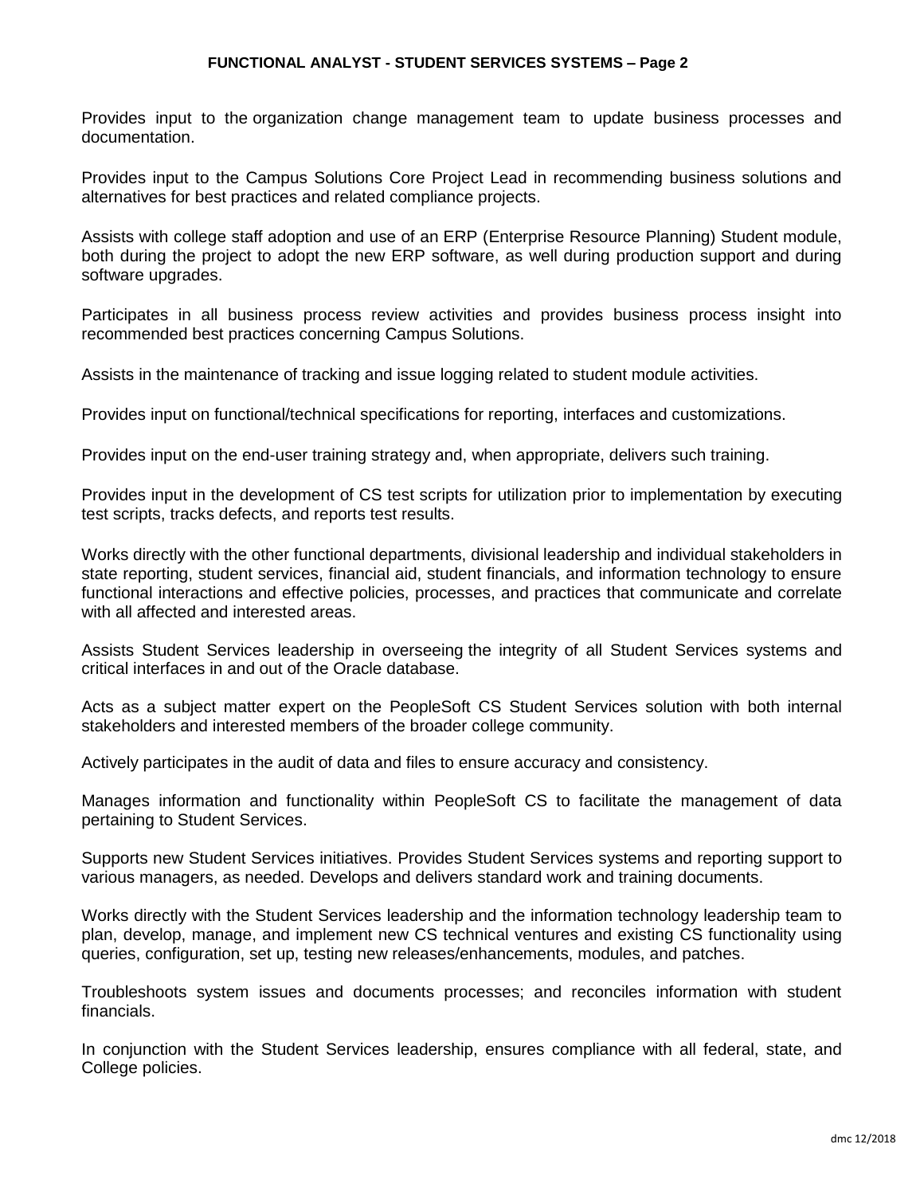Provides input to the organization change management team to update business processes and documentation.

Provides input to the Campus Solutions Core Project Lead in recommending business solutions and alternatives for best practices and related compliance projects.

Assists with college staff adoption and use of an ERP (Enterprise Resource Planning) Student module, both during the project to adopt the new ERP software, as well during production support and during software upgrades.

Participates in all business process review activities and provides business process insight into recommended best practices concerning Campus Solutions.

Assists in the maintenance of tracking and issue logging related to student module activities.

Provides input on functional/technical specifications for reporting, interfaces and customizations.

Provides input on the end-user training strategy and, when appropriate, delivers such training.

Provides input in the development of CS test scripts for utilization prior to implementation by executing test scripts, tracks defects, and reports test results.

Works directly with the other functional departments, divisional leadership and individual stakeholders in state reporting, student services, financial aid, student financials, and information technology to ensure functional interactions and effective policies, processes, and practices that communicate and correlate with all affected and interested areas.

Assists Student Services leadership in overseeing the integrity of all Student Services systems and critical interfaces in and out of the Oracle database.

Acts as a subject matter expert on the PeopleSoft CS Student Services solution with both internal stakeholders and interested members of the broader college community.

Actively participates in the audit of data and files to ensure accuracy and consistency.

Manages information and functionality within PeopleSoft CS to facilitate the management of data pertaining to Student Services.

Supports new Student Services initiatives. Provides Student Services systems and reporting support to various managers, as needed. Develops and delivers standard work and training documents.

Works directly with the Student Services leadership and the information technology leadership team to plan, develop, manage, and implement new CS technical ventures and existing CS functionality using queries, configuration, set up, testing new releases/enhancements, modules, and patches.

Troubleshoots system issues and documents processes; and reconciles information with student financials.

In conjunction with the Student Services leadership, ensures compliance with all federal, state, and College policies.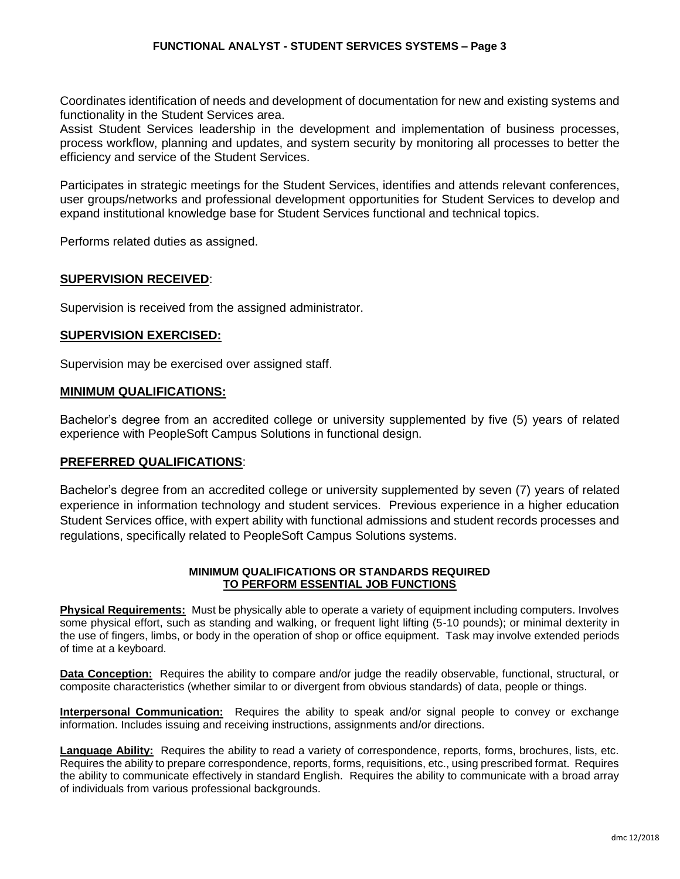Coordinates identification of needs and development of documentation for new and existing systems and functionality in the Student Services area.
Assist Student Services leadership in the development and implementation of business processes, process workflow, planning and updates, and system security by monitoring all processes to better the efficiency and service of the Student Services.

Participates in strategic meetings for the Student Services, identifies and attends relevant conferences, user groups/networks and professional development opportunities for Student Services to develop and expand institutional knowledge base for Student Services functional and technical topics.

Performs related duties as assigned.

## SUPERVISION RECEIVED:

Supervision is received from the assigned administrator.

## SUPERVISION EXERCISED:

Supervision may be exercised over assigned staff.

## MINIMUM QUALIFICATIONS:

Bachelor's degree from an accredited college or university supplemented by five (5) years of related experience with PeopleSoft Campus Solutions in functional design.

## PREFERRED QUALIFICATIONS:

Bachelor's degree from an accredited college or university supplemented by seven (7) years of related experience in information technology and student services. Previous experience in a higher education Student Services office, with expert ability with functional admissions and student records processes and regulations, specifically related to PeopleSoft Campus Solutions systems.

### MINIMUM QUALIFICATIONS OR STANDARDS REQUIRED TO PERFORM ESSENTIAL JOB FUNCTIONS

**Physical Requirements:** Must be physically able to operate a variety of equipment including computers. Involves some physical effort, such as standing and walking, or frequent light lifting (5-10 pounds); or minimal dexterity in the use of fingers, limbs, or body in the operation of shop or office equipment. Task may involve extended periods of time at a keyboard.

**Data Conception:** Requires the ability to compare and/or judge the readily observable, functional, structural, or composite characteristics (whether similar to or divergent from obvious standards) of data, people or things.

**Interpersonal Communication:** Requires the ability to speak and/or signal people to convey or exchange information. Includes issuing and receiving instructions, assignments and/or directions.

**Language Ability:** Requires the ability to read a variety of correspondence, reports, forms, brochures, lists, etc. Requires the ability to prepare correspondence, reports, forms, requisitions, etc., using prescribed format. Requires the ability to communicate effectively in standard English. Requires the ability to communicate with a broad array of individuals from various professional backgrounds.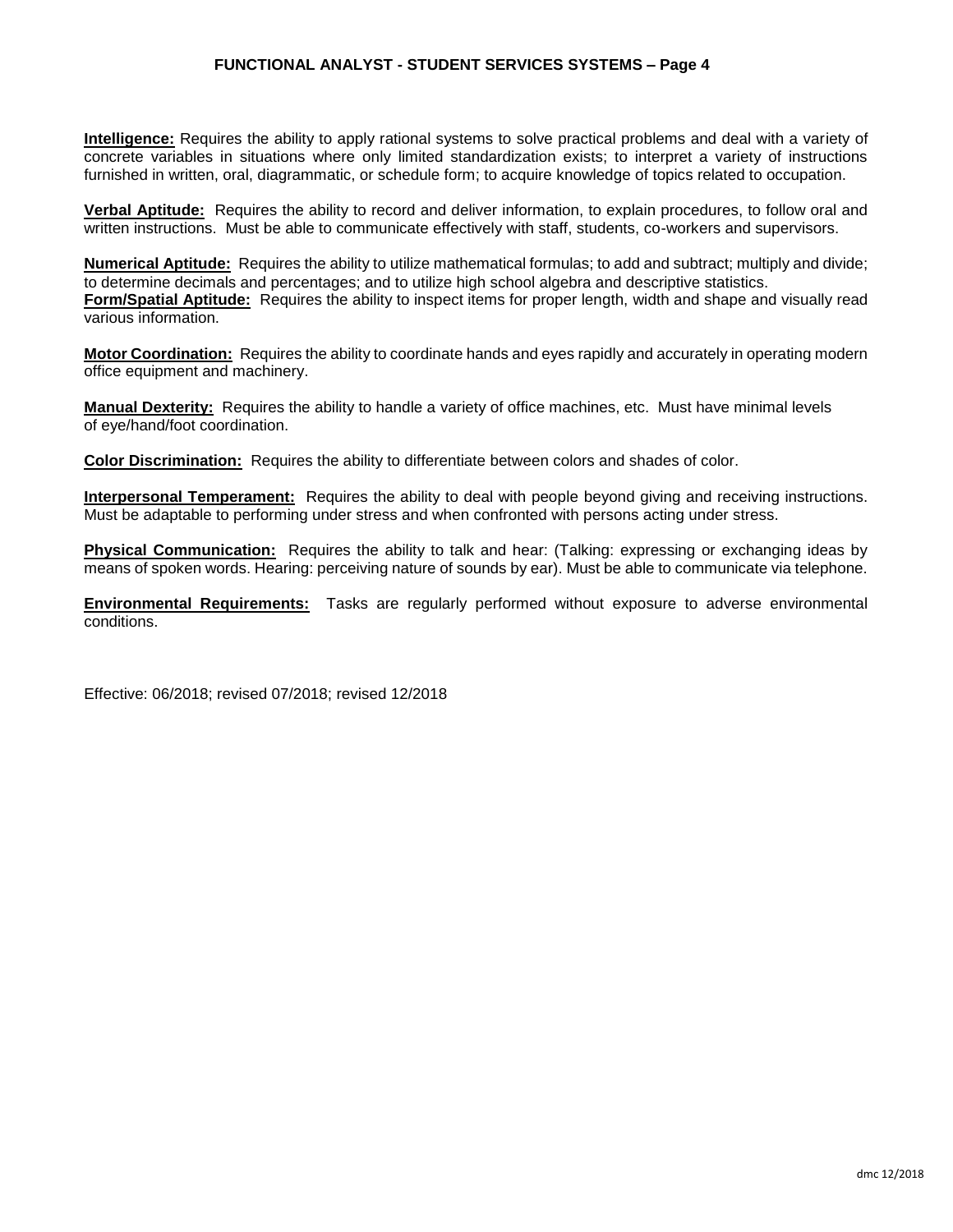**Intelligence:** Requires the ability to apply rational systems to solve practical problems and deal with a variety of concrete variables in situations where only limited standardization exists; to interpret a variety of instructions furnished in written, oral, diagrammatic, or schedule form; to acquire knowledge of topics related to occupation.

**Verbal Aptitude:** Requires the ability to record and deliver information, to explain procedures, to follow oral and written instructions. Must be able to communicate effectively with staff, students, co-workers and supervisors.

**Numerical Aptitude:** Requires the ability to utilize mathematical formulas; to add and subtract; multiply and divide; to determine decimals and percentages; and to utilize high school algebra and descriptive statistics.

**Form/Spatial Aptitude:** Requires the ability to inspect items for proper length, width and shape and visually read various information.

**Motor Coordination:** Requires the ability to coordinate hands and eyes rapidly and accurately in operating modern office equipment and machinery.

**Manual Dexterity:** Requires the ability to handle a variety of office machines, etc. Must have minimal levels of eye/hand/foot coordination.

**Color Discrimination:** Requires the ability to differentiate between colors and shades of color.

**Interpersonal Temperament:** Requires the ability to deal with people beyond giving and receiving instructions. Must be adaptable to performing under stress and when confronted with persons acting under stress.

**Physical Communication:** Requires the ability to talk and hear: (Talking: expressing or exchanging ideas by means of spoken words. Hearing: perceiving nature of sounds by ear). Must be able to communicate via telephone.

**Environmental Requirements:** Tasks are regularly performed without exposure to adverse environmental conditions.

Effective: 06/2018; revised 07/2018; revised 12/2018